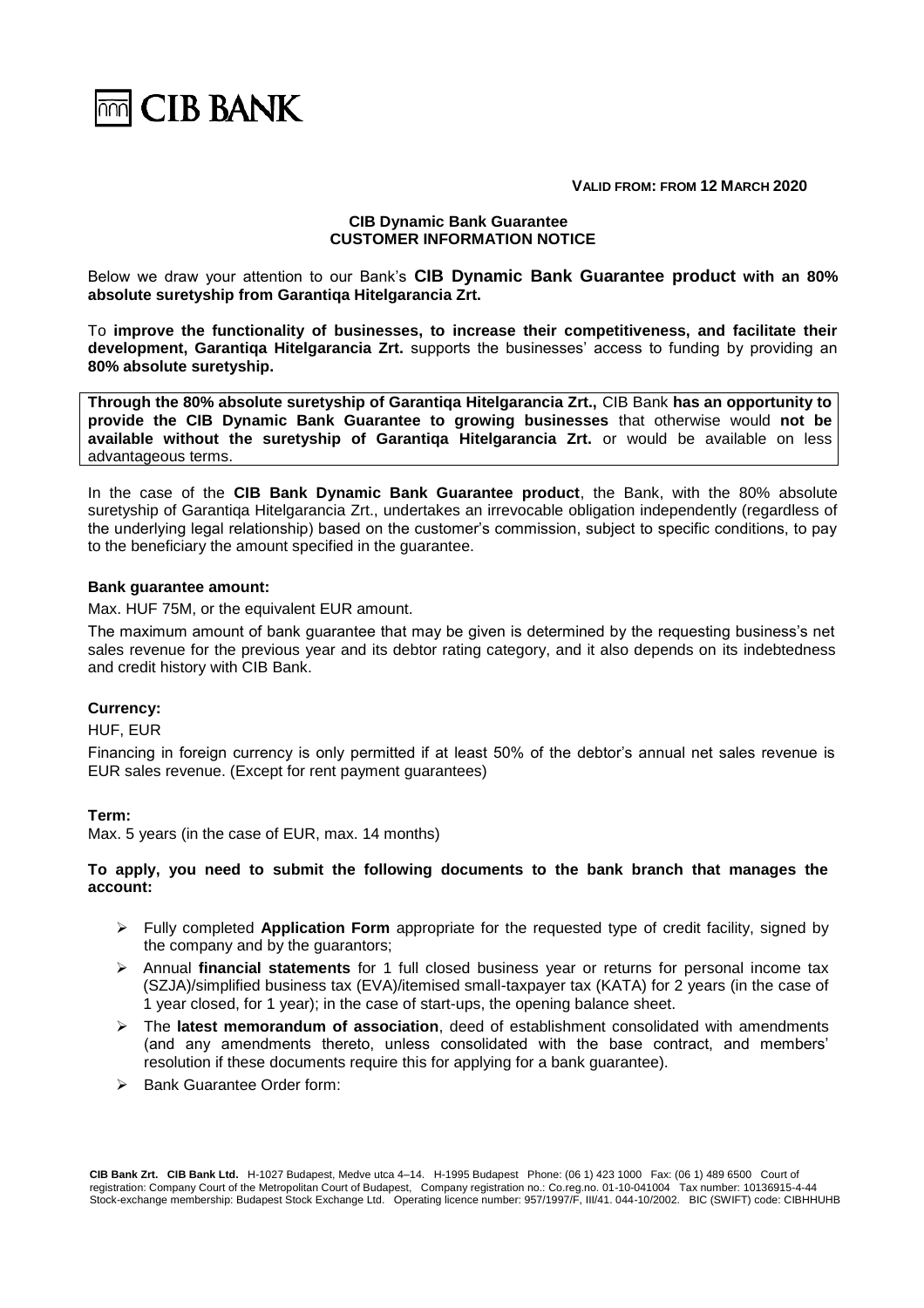**VALID FROM: FROM 12 MARCH 2020**

**CIB Dynamic Bank Guarantee**
**CUSTOMER INFORMATION NOTICE**

Below we draw your attention to our Bank's **CIB Dynamic Bank Guarantee product with an 80% absolute suretyship from Garantiqa Hitelgarancia Zrt.**

To **improve the functionality of businesses, to increase their competitiveness, and facilitate their development, Garantiqa Hitelgarancia Zrt.** supports the businesses' access to funding by providing an **80% absolute suretyship.**

**Through the 80% absolute suretyship of Garantiqa Hitelgarancia Zrt.,** CIB Bank **has an opportunity to provide the CIB Dynamic Bank Guarantee to growing businesses** that otherwise would **not be available without the suretyship of Garantiqa Hitelgarancia Zrt.** or would be available on less advantageous terms.

In the case of the **CIB Bank Dynamic Bank Guarantee product**, the Bank, with the 80% absolute suretyship of Garantiqa Hitelgarancia Zrt., undertakes an irrevocable obligation independently (regardless of the underlying legal relationship) based on the customer's commission, subject to specific conditions, to pay to the beneficiary the amount specified in the guarantee.

**Bank guarantee amount:**

Max. HUF 75M, or the equivalent EUR amount.

The maximum amount of bank guarantee that may be given is determined by the requesting business's net sales revenue for the previous year and its debtor rating category, and it also depends on its indebtedness and credit history with CIB Bank.

**Currency:**

HUF, EUR

Financing in foreign currency is only permitted if at least 50% of the debtor's annual net sales revenue is EUR sales revenue. (Except for rent payment guarantees)

**Term:**

Max. 5 years (in the case of EUR, max. 14 months)

**To apply, you need to submit the following documents to the bank branch that manages the account:**

- Fully completed **Application Form** appropriate for the requested type of credit facility, signed by the company and by the guarantors;
- Annual **financial statements** for 1 full closed business year or returns for personal income tax (SZJA)/simplified business tax (EVA)/itemised small-taxpayer tax (KATA) for 2 years (in the case of 1 year closed, for 1 year); in the case of start-ups, the opening balance sheet.
- The **latest memorandum of association**, deed of establishment consolidated with amendments (and any amendments thereto, unless consolidated with the base contract, and members' resolution if these documents require this for applying for a bank guarantee).
- Bank Guarantee Order form: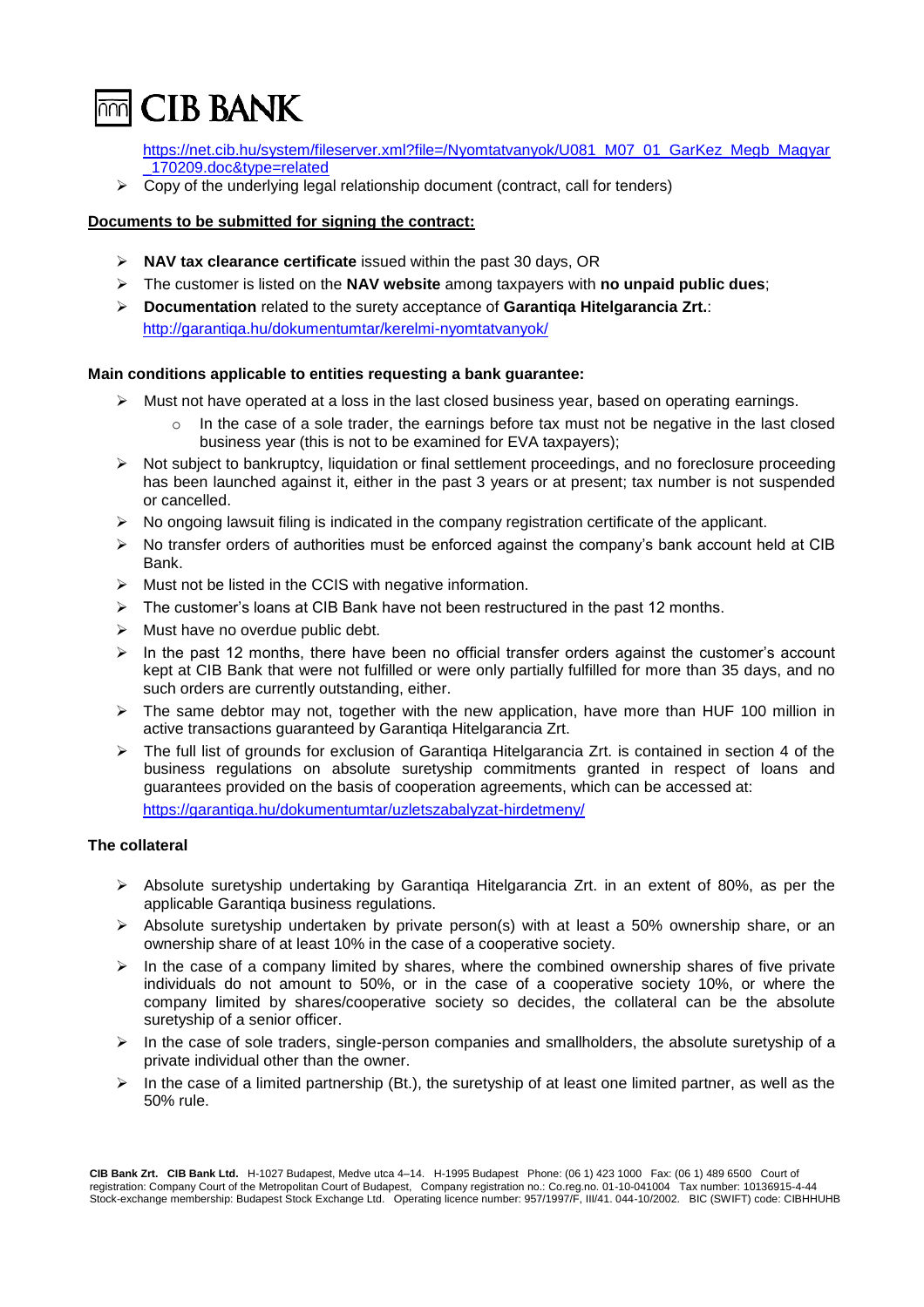https://net.cib.hu/system/fileserver.xml?file=/Nyomtatvanyok/U081_M07_01_GarKez_Megb_Magyar_170209.doc&type=related

- Copy of the underlying legal relationship document (contract, call for tenders)

**Documents to be submitted for signing the contract:**

- **NAV tax clearance certificate** issued within the past 30 days, OR
- The customer is listed on the **NAV website** among taxpayers with **no unpaid public dues**;
- **Documentation** related to the surety acceptance of **Garantiqa Hitelgarancia Zrt.**: http://garantiqa.hu/dokumentumtar/kerelmi-nyomtatvanyok/

**Main conditions applicable to entities requesting a bank guarantee:**

- Must not have operated at a loss in the last closed business year, based on operating earnings.
  - In the case of a sole trader, the earnings before tax must not be negative in the last closed business year (this is not to be examined for EVA taxpayers);
- Not subject to bankruptcy, liquidation or final settlement proceedings, and no foreclosure proceeding has been launched against it, either in the past 3 years or at present; tax number is not suspended or cancelled.
- No ongoing lawsuit filing is indicated in the company registration certificate of the applicant.
- No transfer orders of authorities must be enforced against the company's bank account held at CIB Bank.
- Must not be listed in the CCIS with negative information.
- The customer's loans at CIB Bank have not been restructured in the past 12 months.
- Must have no overdue public debt.
- In the past 12 months, there have been no official transfer orders against the customer's account kept at CIB Bank that were not fulfilled or were only partially fulfilled for more than 35 days, and no such orders are currently outstanding, either.
- The same debtor may not, together with the new application, have more than HUF 100 million in active transactions guaranteed by Garantiqa Hitelgarancia Zrt.
- The full list of grounds for exclusion of Garantiqa Hitelgarancia Zrt. is contained in section 4 of the business regulations on absolute suretyship commitments granted in respect of loans and guarantees provided on the basis of cooperation agreements, which can be accessed at: https://garantiqa.hu/dokumentumtar/uzletszabalyzat-hirdetmeny/

**The collateral**

- Absolute suretyship undertaking by Garantiqa Hitelgarancia Zrt. in an extent of 80%, as per the applicable Garantiqa business regulations.
- Absolute suretyship undertaken by private person(s) with at least a 50% ownership share, or an ownership share of at least 10% in the case of a cooperative society.
- In the case of a company limited by shares, where the combined ownership shares of five private individuals do not amount to 50%, or in the case of a cooperative society 10%, or where the company limited by shares/cooperative society so decides, the collateral can be the absolute suretyship of a senior officer.
- In the case of sole traders, single-person companies and smallholders, the absolute suretyship of a private individual other than the owner.
- In the case of a limited partnership (Bt.), the suretyship of at least one limited partner, as well as the 50% rule.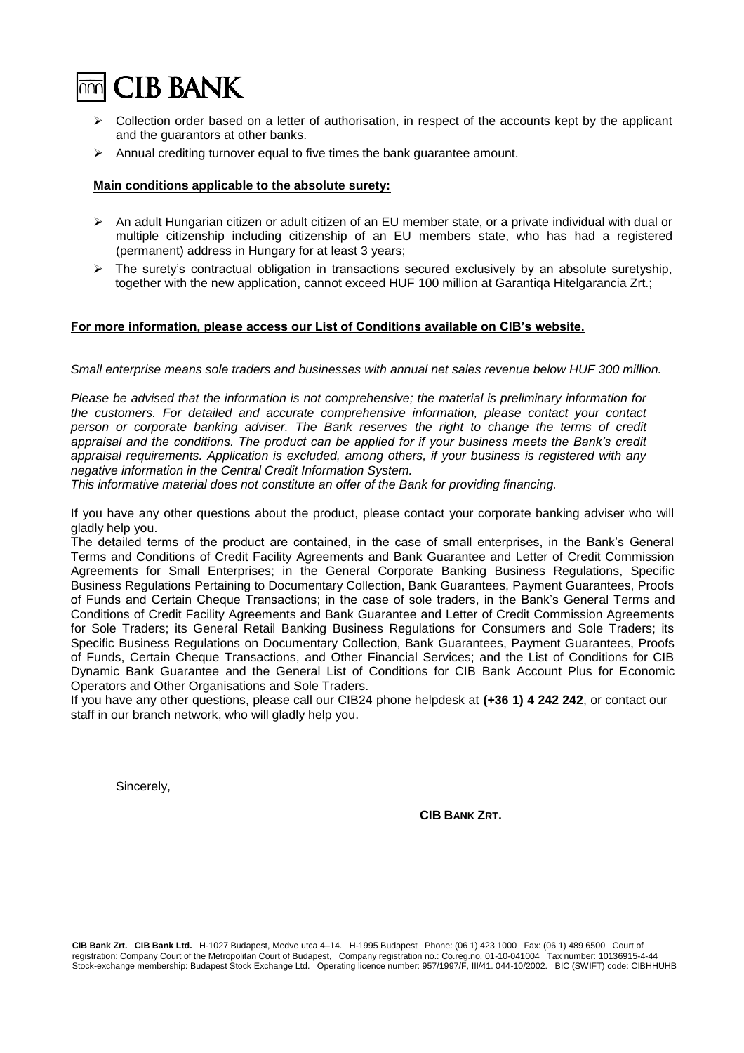- Collection order based on a letter of authorisation, in respect of the accounts kept by the applicant and the guarantors at other banks.
- Annual crediting turnover equal to five times the bank guarantee amount.

**Main conditions applicable to the absolute surety:**

- An adult Hungarian citizen or adult citizen of an EU member state, or a private individual with dual or multiple citizenship including citizenship of an EU members state, who has had a registered (permanent) address in Hungary for at least 3 years;
- The surety's contractual obligation in transactions secured exclusively by an absolute suretyship, together with the new application, cannot exceed HUF 100 million at Garantiqa Hitelgarancia Zrt.;

**For more information, please access our List of Conditions available on CIB's website.**

*Small enterprise means sole traders and businesses with annual net sales revenue below HUF 300 million.*

*Please be advised that the information is not comprehensive; the material is preliminary information for the customers. For detailed and accurate comprehensive information, please contact your contact person or corporate banking adviser. The Bank reserves the right to change the terms of credit appraisal and the conditions. The product can be applied for if your business meets the Bank's credit appraisal requirements. Application is excluded, among others, if your business is registered with any negative information in the Central Credit Information System.*
*This informative material does not constitute an offer of the Bank for providing financing.*

If you have any other questions about the product, please contact your corporate banking adviser who will gladly help you.
The detailed terms of the product are contained, in the case of small enterprises, in the Bank's General Terms and Conditions of Credit Facility Agreements and Bank Guarantee and Letter of Credit Commission Agreements for Small Enterprises; in the General Corporate Banking Business Regulations, Specific Business Regulations Pertaining to Documentary Collection, Bank Guarantees, Payment Guarantees, Proofs of Funds and Certain Cheque Transactions; in the case of sole traders, in the Bank's General Terms and Conditions of Credit Facility Agreements and Bank Guarantee and Letter of Credit Commission Agreements for Sole Traders; its General Retail Banking Business Regulations for Consumers and Sole Traders; its Specific Business Regulations on Documentary Collection, Bank Guarantees, Payment Guarantees, Proofs of Funds, Certain Cheque Transactions, and Other Financial Services; and the List of Conditions for CIB Dynamic Bank Guarantee and the General List of Conditions for CIB Bank Account Plus for Economic Operators and Other Organisations and Sole Traders.
If you have any other questions, please call our CIB24 phone helpdesk at **(+36 1) 4 242 242**, or contact our staff in our branch network, who will gladly help you.

Sincerely,

**CIB BANK ZRT.**